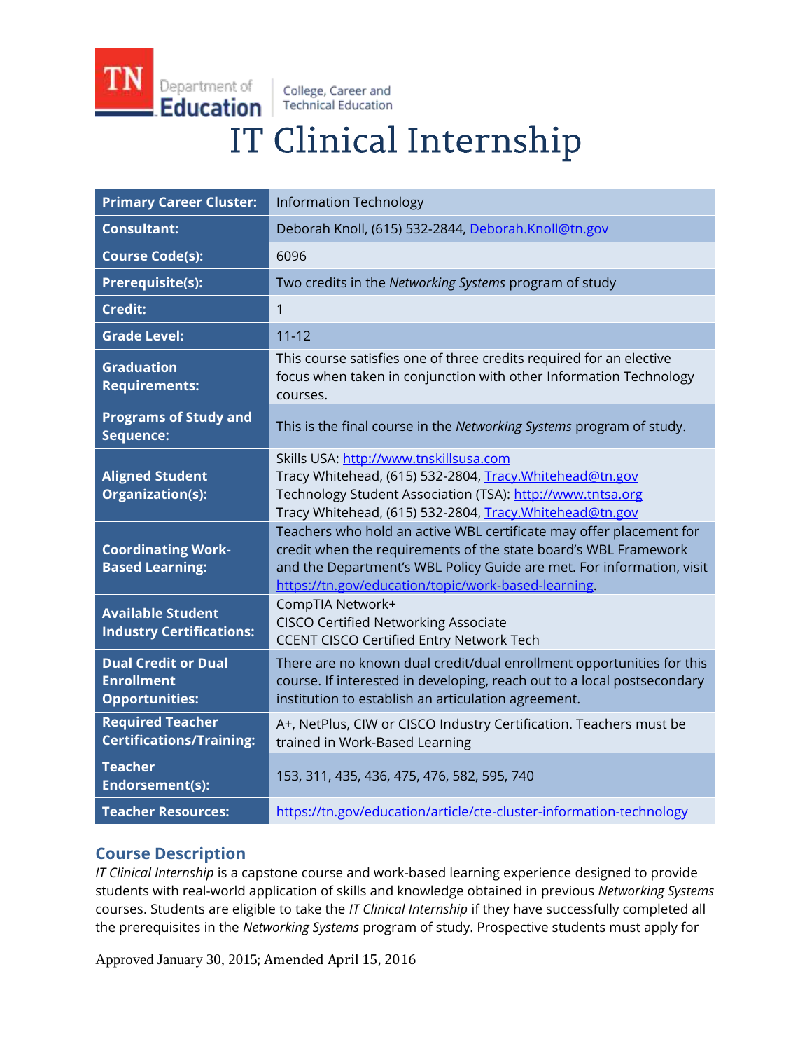TN Department of Education | College, Career and Technical Education

# IT Clinical Internship

| | |
|---|---|
| **Primary Career Cluster:** | Information Technology |
| **Consultant:** | Deborah Knoll, (615) 532-2844, Deborah.Knoll@tn.gov |
| **Course Code(s):** | 6096 |
| **Prerequisite(s):** | Two credits in the *Networking Systems* program of study |
| **Credit:** | 1 |
| **Grade Level:** | 11-12 |
| **Graduation Requirements:** | This course satisfies one of three credits required for an elective focus when taken in conjunction with other Information Technology courses. |
| **Programs of Study and Sequence:** | This is the final course in the *Networking Systems* program of study. |
| **Aligned Student Organization(s):** | Skills USA: http://www.tnskillsusa.com<br>Tracy Whitehead, (615) 532-2804, Tracy.Whitehead@tn.gov<br>Technology Student Association (TSA): http://www.tntsa.org<br>Tracy Whitehead, (615) 532-2804, Tracy.Whitehead@tn.gov |
| **Coordinating Work-Based Learning:** | Teachers who hold an active WBL certificate may offer placement for credit when the requirements of the state board's WBL Framework and the Department's WBL Policy Guide are met. For information, visit https://tn.gov/education/topic/work-based-learning. |
| **Available Student Industry Certifications:** | CompTIA Network+<br>CISCO Certified Networking Associate<br>CCENT CISCO Certified Entry Network Tech |
| **Dual Credit or Dual Enrollment Opportunities:** | There are no known dual credit/dual enrollment opportunities for this course. If interested in developing, reach out to a local postsecondary institution to establish an articulation agreement. |
| **Required Teacher Certifications/Training:** | A+, NetPlus, CIW or CISCO Industry Certification. Teachers must be trained in Work-Based Learning |
| **Teacher Endorsement(s):** | 153, 311, 435, 436, 475, 476, 582, 595, 740 |
| **Teacher Resources:** | https://tn.gov/education/article/cte-cluster-information-technology |

## Course Description

*IT Clinical Internship* is a capstone course and work-based learning experience designed to provide students with real-world application of skills and knowledge obtained in previous *Networking Systems* courses. Students are eligible to take the *IT Clinical Internship* if they have successfully completed all the prerequisites in the *Networking Systems* program of study. Prospective students must apply for

Approved January 30, 2015; Amended April 15, 2016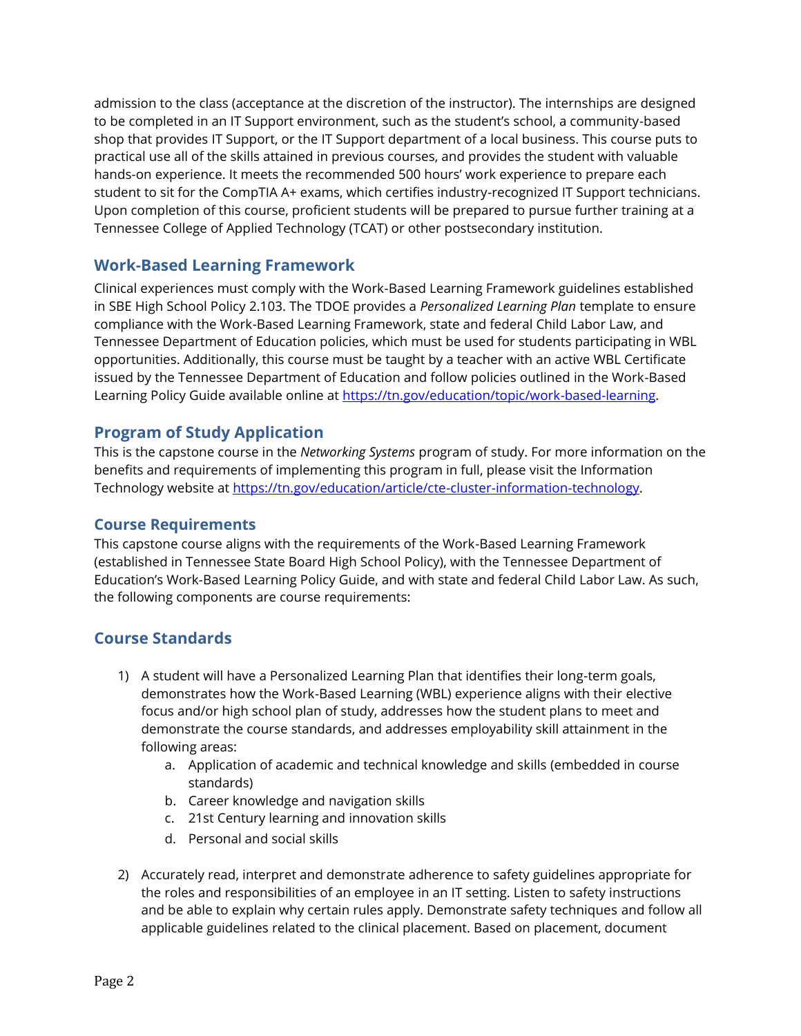admission to the class (acceptance at the discretion of the instructor). The internships are designed to be completed in an IT Support environment, such as the student's school, a community-based shop that provides IT Support, or the IT Support department of a local business. This course puts to practical use all of the skills attained in previous courses, and provides the student with valuable hands-on experience. It meets the recommended 500 hours' work experience to prepare each student to sit for the CompTIA A+ exams, which certifies industry-recognized IT Support technicians. Upon completion of this course, proficient students will be prepared to pursue further training at a Tennessee College of Applied Technology (TCAT) or other postsecondary institution.

## Work-Based Learning Framework

Clinical experiences must comply with the Work-Based Learning Framework guidelines established in SBE High School Policy 2.103. The TDOE provides a *Personalized Learning Plan* template to ensure compliance with the Work-Based Learning Framework, state and federal Child Labor Law, and Tennessee Department of Education policies, which must be used for students participating in WBL opportunities. Additionally, this course must be taught by a teacher with an active WBL Certificate issued by the Tennessee Department of Education and follow policies outlined in the Work-Based Learning Policy Guide available online at [https://tn.gov/education/topic/work-based-learning](https://tn.gov/education/topic/work-based-learning).

## Program of Study Application

This is the capstone course in the *Networking Systems* program of study. For more information on the benefits and requirements of implementing this program in full, please visit the Information Technology website at [https://tn.gov/education/article/cte-cluster-information-technology](https://tn.gov/education/article/cte-cluster-information-technology).

## Course Requirements

This capstone course aligns with the requirements of the Work-Based Learning Framework (established in Tennessee State Board High School Policy), with the Tennessee Department of Education's Work-Based Learning Policy Guide, and with state and federal Child Labor Law. As such, the following components are course requirements:

## Course Standards

1) A student will have a Personalized Learning Plan that identifies their long-term goals, demonstrates how the Work-Based Learning (WBL) experience aligns with their elective focus and/or high school plan of study, addresses how the student plans to meet and demonstrate the course standards, and addresses employability skill attainment in the following areas:
    a. Application of academic and technical knowledge and skills (embedded in course standards)
    b. Career knowledge and navigation skills
    c. 21st Century learning and innovation skills
    d. Personal and social skills

2) Accurately read, interpret and demonstrate adherence to safety guidelines appropriate for the roles and responsibilities of an employee in an IT setting. Listen to safety instructions and be able to explain why certain rules apply. Demonstrate safety techniques and follow all applicable guidelines related to the clinical placement. Based on placement, document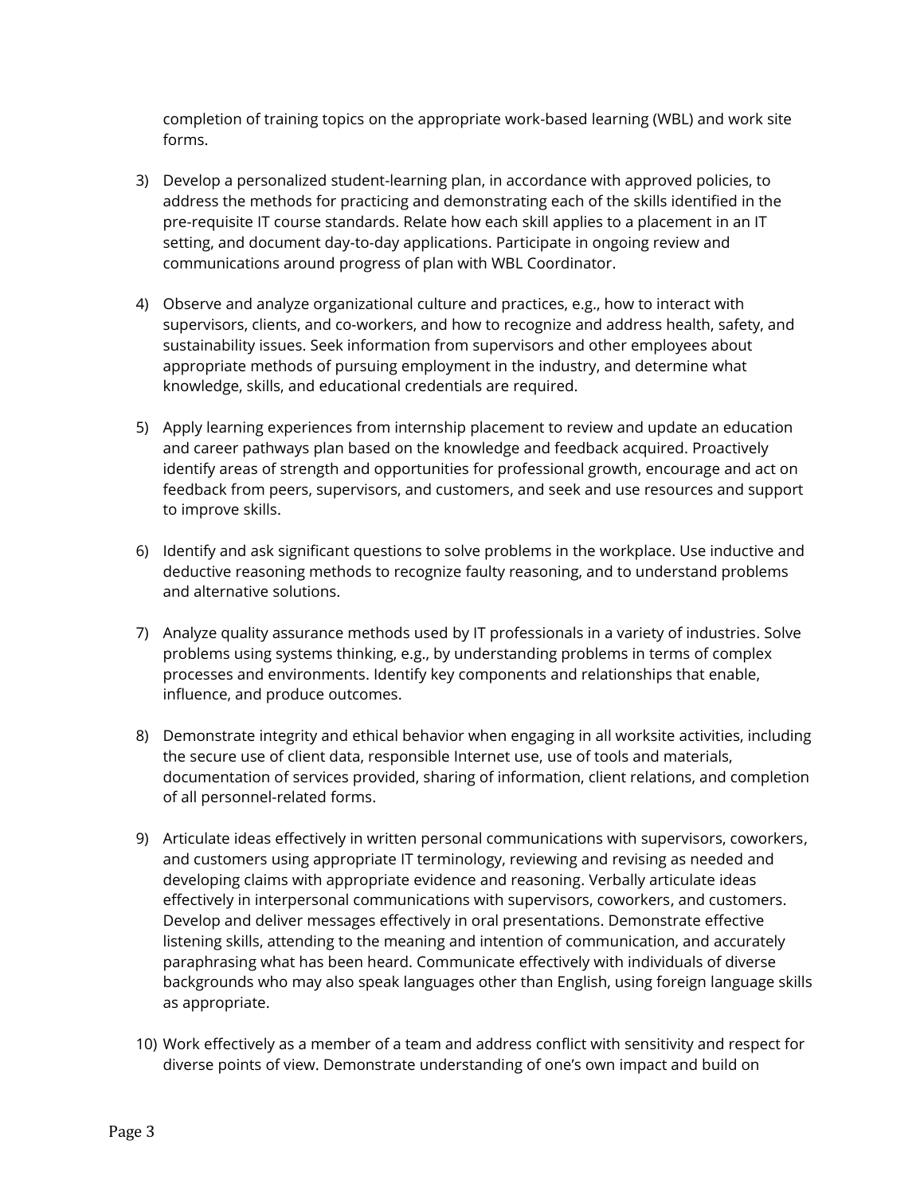completion of training topics on the appropriate work-based learning (WBL) and work site forms.

3) Develop a personalized student-learning plan, in accordance with approved policies, to address the methods for practicing and demonstrating each of the skills identified in the pre-requisite IT course standards. Relate how each skill applies to a placement in an IT setting, and document day-to-day applications. Participate in ongoing review and communications around progress of plan with WBL Coordinator.

4) Observe and analyze organizational culture and practices, e.g., how to interact with supervisors, clients, and co-workers, and how to recognize and address health, safety, and sustainability issues. Seek information from supervisors and other employees about appropriate methods of pursuing employment in the industry, and determine what knowledge, skills, and educational credentials are required.

5) Apply learning experiences from internship placement to review and update an education and career pathways plan based on the knowledge and feedback acquired. Proactively identify areas of strength and opportunities for professional growth, encourage and act on feedback from peers, supervisors, and customers, and seek and use resources and support to improve skills.

6) Identify and ask significant questions to solve problems in the workplace. Use inductive and deductive reasoning methods to recognize faulty reasoning, and to understand problems and alternative solutions.

7) Analyze quality assurance methods used by IT professionals in a variety of industries. Solve problems using systems thinking, e.g., by understanding problems in terms of complex processes and environments. Identify key components and relationships that enable, influence, and produce outcomes.

8) Demonstrate integrity and ethical behavior when engaging in all worksite activities, including the secure use of client data, responsible Internet use, use of tools and materials, documentation of services provided, sharing of information, client relations, and completion of all personnel-related forms.

9) Articulate ideas effectively in written personal communications with supervisors, coworkers, and customers using appropriate IT terminology, reviewing and revising as needed and developing claims with appropriate evidence and reasoning. Verbally articulate ideas effectively in interpersonal communications with supervisors, coworkers, and customers. Develop and deliver messages effectively in oral presentations. Demonstrate effective listening skills, attending to the meaning and intention of communication, and accurately paraphrasing what has been heard. Communicate effectively with individuals of diverse backgrounds who may also speak languages other than English, using foreign language skills as appropriate.

10) Work effectively as a member of a team and address conflict with sensitivity and respect for diverse points of view. Demonstrate understanding of one's own impact and build on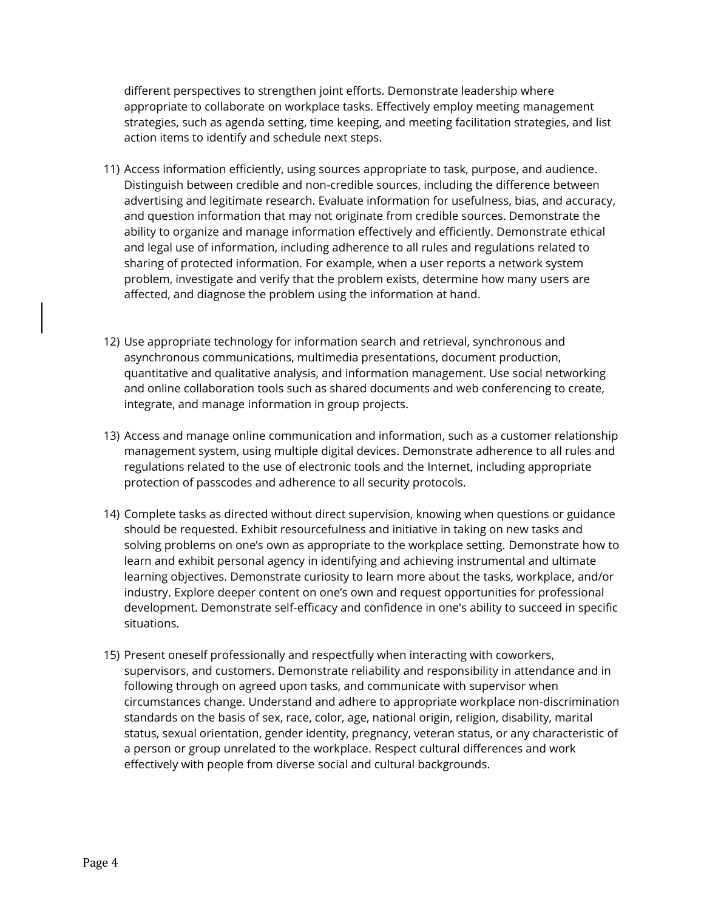different perspectives to strengthen joint efforts. Demonstrate leadership where appropriate to collaborate on workplace tasks. Effectively employ meeting management strategies, such as agenda setting, time keeping, and meeting facilitation strategies, and list action items to identify and schedule next steps.

11) Access information efficiently, using sources appropriate to task, purpose, and audience. Distinguish between credible and non-credible sources, including the difference between advertising and legitimate research. Evaluate information for usefulness, bias, and accuracy, and question information that may not originate from credible sources. Demonstrate the ability to organize and manage information effectively and efficiently. Demonstrate ethical and legal use of information, including adherence to all rules and regulations related to sharing of protected information. For example, when a user reports a network system problem, investigate and verify that the problem exists, determine how many users are affected, and diagnose the problem using the information at hand.

12) Use appropriate technology for information search and retrieval, synchronous and asynchronous communications, multimedia presentations, document production, quantitative and qualitative analysis, and information management. Use social networking and online collaboration tools such as shared documents and web conferencing to create, integrate, and manage information in group projects.

13) Access and manage online communication and information, such as a customer relationship management system, using multiple digital devices. Demonstrate adherence to all rules and regulations related to the use of electronic tools and the Internet, including appropriate protection of passcodes and adherence to all security protocols.

14) Complete tasks as directed without direct supervision, knowing when questions or guidance should be requested. Exhibit resourcefulness and initiative in taking on new tasks and solving problems on one's own as appropriate to the workplace setting. Demonstrate how to learn and exhibit personal agency in identifying and achieving instrumental and ultimate learning objectives. Demonstrate curiosity to learn more about the tasks, workplace, and/or industry. Explore deeper content on one's own and request opportunities for professional development. Demonstrate self-efficacy and confidence in one's ability to succeed in specific situations.

15) Present oneself professionally and respectfully when interacting with coworkers, supervisors, and customers. Demonstrate reliability and responsibility in attendance and in following through on agreed upon tasks, and communicate with supervisor when circumstances change. Understand and adhere to appropriate workplace non-discrimination standards on the basis of sex, race, color, age, national origin, religion, disability, marital status, sexual orientation, gender identity, pregnancy, veteran status, or any characteristic of a person or group unrelated to the workplace. Respect cultural differences and work effectively with people from diverse social and cultural backgrounds.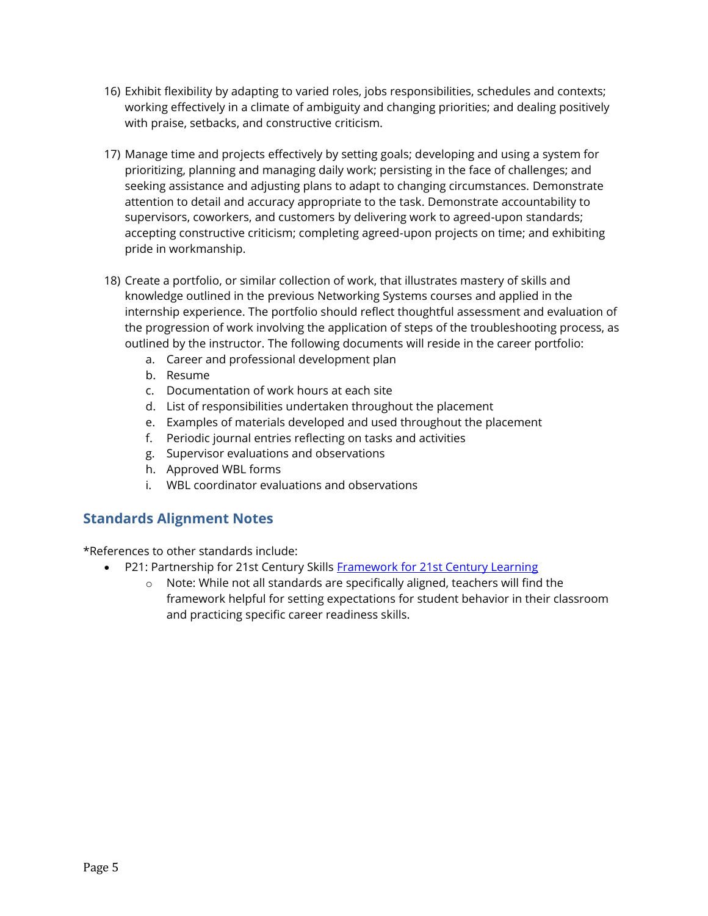16) Exhibit flexibility by adapting to varied roles, jobs responsibilities, schedules and contexts; working effectively in a climate of ambiguity and changing priorities; and dealing positively with praise, setbacks, and constructive criticism.

17) Manage time and projects effectively by setting goals; developing and using a system for prioritizing, planning and managing daily work; persisting in the face of challenges; and seeking assistance and adjusting plans to adapt to changing circumstances. Demonstrate attention to detail and accuracy appropriate to the task. Demonstrate accountability to supervisors, coworkers, and customers by delivering work to agreed-upon standards; accepting constructive criticism; completing agreed-upon projects on time; and exhibiting pride in workmanship.

18) Create a portfolio, or similar collection of work, that illustrates mastery of skills and knowledge outlined in the previous Networking Systems courses and applied in the internship experience. The portfolio should reflect thoughtful assessment and evaluation of the progression of work involving the application of steps of the troubleshooting process, as outlined by the instructor. The following documents will reside in the career portfolio:
    a. Career and professional development plan
    b. Resume
    c. Documentation of work hours at each site
    d. List of responsibilities undertaken throughout the placement
    e. Examples of materials developed and used throughout the placement
    f. Periodic journal entries reflecting on tasks and activities
    g. Supervisor evaluations and observations
    h. Approved WBL forms
    i. WBL coordinator evaluations and observations

## Standards Alignment Notes

*References to other standards include:

- P21: Partnership for 21st Century Skills [Framework for 21st Century Learning]
    - Note: While not all standards are specifically aligned, teachers will find the framework helpful for setting expectations for student behavior in their classroom and practicing specific career readiness skills.